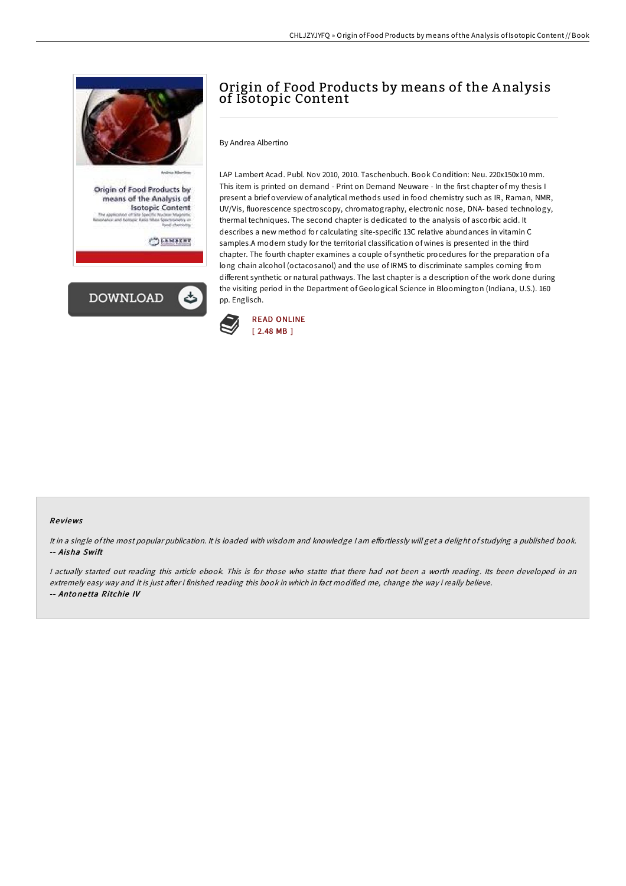# Origin of Food Products by means of the Analysis of Isotopic Content

By Andrea Albertino

LAP Lambert Acad. Publ. Nov 2010, 2010. Taschenbuch. Book Condition: Neu. 220x150x10 mm. This item is printed on demand - Print on Demand Neuware - In the first chapter of my thesis I present a brief overview of analytical methods used in food chemistry such as IR, Raman, NMR, UV/Vis, fluorescence spectroscopy, chromatography, electronic nose, DNA- based technology, thermal techniques. The second chapter is dedicated to the analysis of ascorbic acid. It describes a new method for calculating site-specific 13C relative abundances in vitamin C samples.A modern study for the territorial classification of wines is presented in the third chapter. The fourth chapter examines a couple of synthetic procedures for the preparation of a long chain alcohol (octacosanol) and the use of IRMS to discriminate samples coming from different synthetic or natural pathways. The last chapter is a description of the work done during the visiting period in the Department of Geological Science in Bloomington (Indiana, U.S.). 160 pp. Englisch.

READ ONLINE
[ 2.48 MB ]

### Reviews

*It in a single of the most popular publication. It is loaded with wisdom and knowledge I am effortlessly will get a delight of studying a published book.*
-- ***Aisha Swift***

*I actually started out reading this article ebook. This is for those who statte that there had not been a worth reading. Its been developed in an extremely easy way and it is just after i finished reading this book in which in fact modified me, change the way i really believe.*
-- ***Antonetta Ritchie IV***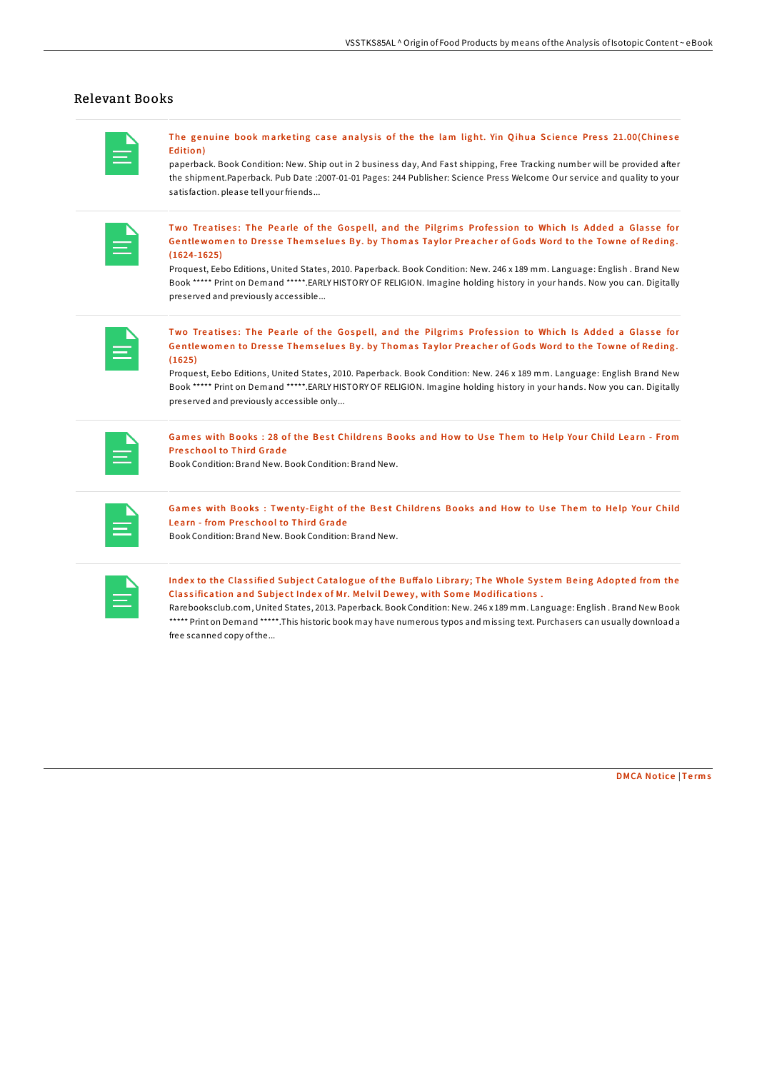## Relevant Books

**The genuine book marketing case analysis of the the lam light. Yin Qihua Science Press 21.00(Chinese Edition)**

paperback. Book Condition: New. Ship out in 2 business day, And Fast shipping, Free Tracking number will be provided after the shipment.Paperback. Pub Date :2007-01-01 Pages: 244 Publisher: Science Press Welcome Our service and quality to your satisfaction. please tell your friends...

**Two Treatises: The Pearle of the Gospell, and the Pilgrims Profession to Which Is Added a Glasse for Gentlewomen to Dresse Themselues By. by Thomas Taylor Preacher of Gods Word to the Towne of Reding. (1624-1625)**

Proquest, Eebo Editions, United States, 2010. Paperback. Book Condition: New. 246 x 189 mm. Language: English . Brand New Book ***** Print on Demand *****.EARLY HISTORY OF RELIGION. Imagine holding history in your hands. Now you can. Digitally preserved and previously accessible...

**Two Treatises: The Pearle of the Gospell, and the Pilgrims Profession to Which Is Added a Glasse for Gentlewomen to Dresse Themselues By. by Thomas Taylor Preacher of Gods Word to the Towne of Reding. (1625)**

Proquest, Eebo Editions, United States, 2010. Paperback. Book Condition: New. 246 x 189 mm. Language: English Brand New Book ***** Print on Demand *****.EARLY HISTORY OF RELIGION. Imagine holding history in your hands. Now you can. Digitally preserved and previously accessible only...

**Games with Books : 28 of the Best Childrens Books and How to Use Them to Help Your Child Learn - From Preschool to Third Grade**

Book Condition: Brand New. Book Condition: Brand New.

**Games with Books : Twenty-Eight of the Best Childrens Books and How to Use Them to Help Your Child Learn - from Preschool to Third Grade**

Book Condition: Brand New. Book Condition: Brand New.

**Index to the Classified Subject Catalogue of the Buffalo Library; The Whole System Being Adopted from the Classification and Subject Index of Mr. Melvil Dewey, with Some Modifications .**

Rarebooksclub.com, United States, 2013. Paperback. Book Condition: New. 246 x 189 mm. Language: English . Brand New Book ***** Print on Demand *****.This historic book may have numerous typos and missing text. Purchasers can usually download a free scanned copy of the...